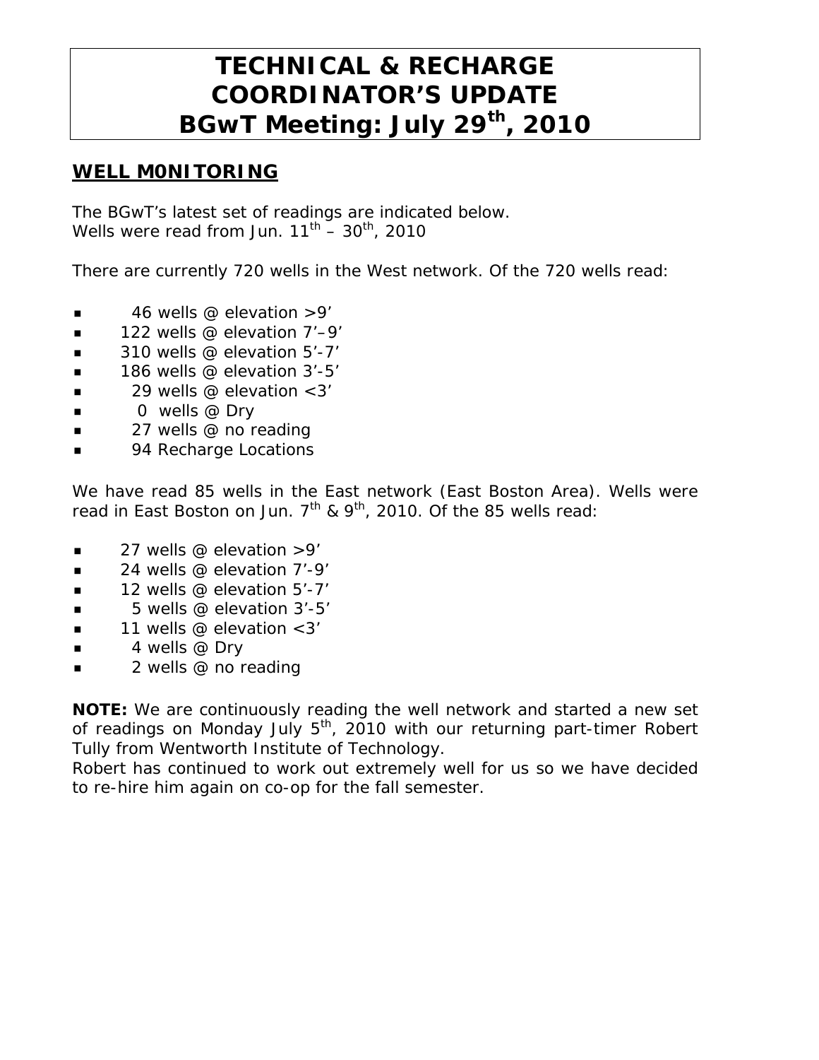# TECHNICAL & RECHARGE COORDINATOR'S UPDATE BGwT Meeting: July 29th, 2010

## WELL M0NITORING

The BGwT's latest set of readings are indicated below.
Wells were read from Jun. 11th – 30th, 2010

There are currently 720 wells in the West network. Of the 720 wells read:

- 46 wells @ elevation >9'
- 122 wells @ elevation 7'–9'
- 310 wells @ elevation 5'-7'
- 186 wells @ elevation 3'-5'
- 29 wells @ elevation <3'
- 0 wells @ Dry
- 27 wells @ no reading
- 94 Recharge Locations

We have read 85 wells in the East network (East Boston Area). Wells were read in East Boston on Jun. 7th & 9th, 2010. Of the 85 wells read:

- 27 wells @ elevation >9'
- 24 wells @ elevation 7'-9'
- 12 wells @ elevation 5'-7'
- 5 wells @ elevation 3'-5'
- 11 wells @ elevation <3'
- 4 wells @ Dry
- 2 wells @ no reading

**NOTE:** We are continuously reading the well network and started a new set of readings on Monday July 5th, 2010 with our returning part-timer Robert Tully from Wentworth Institute of Technology.
Robert has continued to work out extremely well for us so we have decided to re-hire him again on co-op for the fall semester.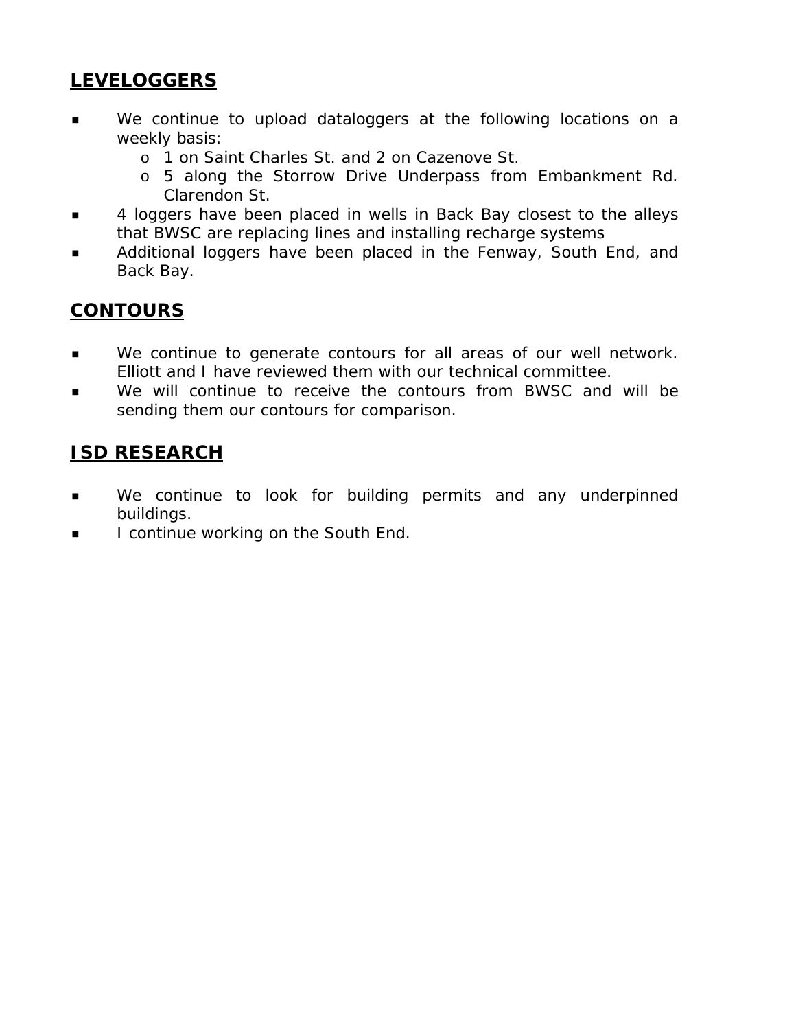## **LEVELOGGERS**

- We continue to upload dataloggers at the following locations on a weekly basis:
    - 1 on Saint Charles St. and 2 on Cazenove St.
    - 5 along the Storrow Drive Underpass from Embankment Rd. Clarendon St.
- 4 loggers have been placed in wells in Back Bay closest to the alleys that BWSC are replacing lines and installing recharge systems
- Additional loggers have been placed in the Fenway, South End, and Back Bay.

## **CONTOURS**

- We continue to generate contours for all areas of our well network. Elliott and I have reviewed them with our technical committee.
- We will continue to receive the contours from BWSC and will be sending them our contours for comparison.

## **ISD RESEARCH**

- We continue to look for building permits and any underpinned buildings.
- I continue working on the South End.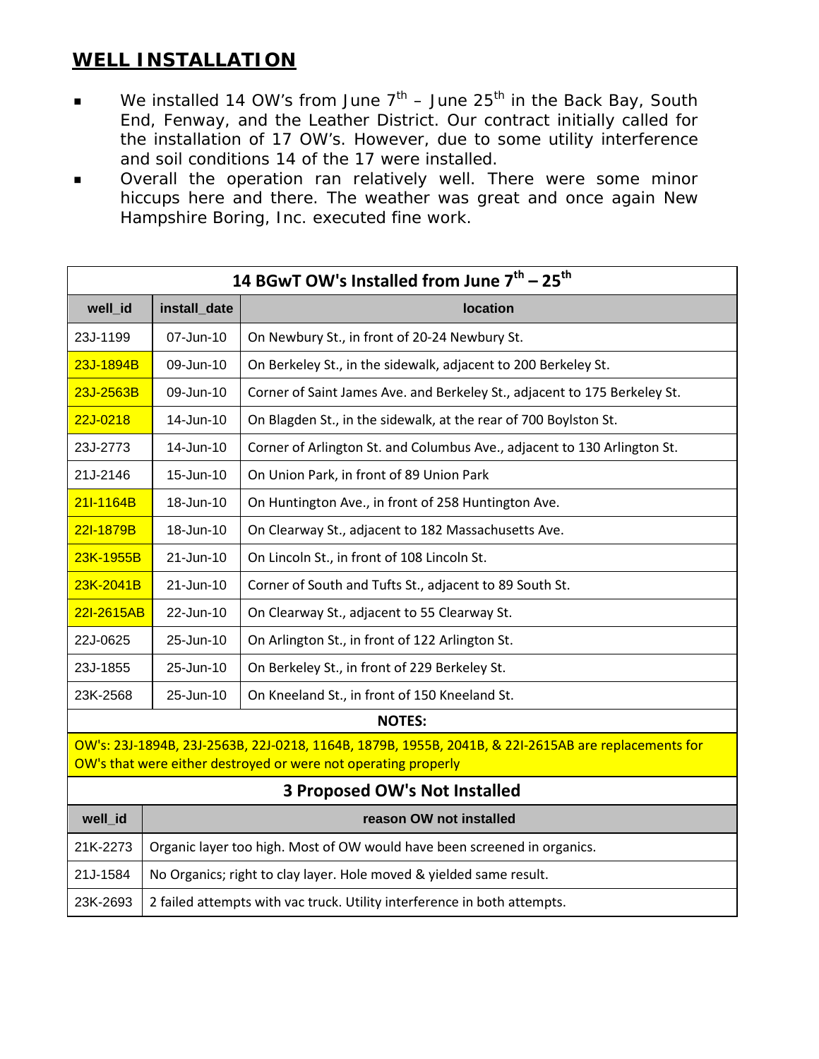## WELL INSTALLATION

- We installed 14 OW's from June 7th – June 25th in the Back Bay, South End, Fenway, and the Leather District. Our contract initially called for the installation of 17 OW's. However, due to some utility interference and soil conditions 14 of the 17 were installed.
- Overall the operation ran relatively well. There were some minor hiccups here and there. The weather was great and once again New Hampshire Boring, Inc. executed fine work.

**14 BGwT OW's Installed from June 7th – 25th**

| well_id | install_date | location |
|---|---|---|
| 23J-1199 | 07-Jun-10 | On Newbury St., in front of 20-24 Newbury St. |
| 23J-1894B | 09-Jun-10 | On Berkeley St., in the sidewalk, adjacent to 200 Berkeley St. |
| 23J-2563B | 09-Jun-10 | Corner of Saint James Ave. and Berkeley St., adjacent to 175 Berkeley St. |
| 22J-0218 | 14-Jun-10 | On Blagden St., in the sidewalk, at the rear of 700 Boylston St. |
| 23J-2773 | 14-Jun-10 | Corner of Arlington St. and Columbus Ave., adjacent to 130 Arlington St. |
| 21J-2146 | 15-Jun-10 | On Union Park, in front of 89 Union Park |
| 21I-1164B | 18-Jun-10 | On Huntington Ave., in front of 258 Huntington Ave. |
| 22I-1879B | 18-Jun-10 | On Clearway St., adjacent to 182 Massachusetts Ave. |
| 23K-1955B | 21-Jun-10 | On Lincoln St., in front of 108 Lincoln St. |
| 23K-2041B | 21-Jun-10 | Corner of South and Tufts St., adjacent to 89 South St. |
| 22I-2615AB | 22-Jun-10 | On Clearway St., adjacent to 55 Clearway St. |
| 22J-0625 | 25-Jun-10 | On Arlington St., in front of 122 Arlington St. |
| 23J-1855 | 25-Jun-10 | On Berkeley St., in front of 229 Berkeley St. |
| 23K-2568 | 25-Jun-10 | On Kneeland St., in front of 150 Kneeland St. |

**NOTES:**

OW's: 23J-1894B, 23J-2563B, 22J-0218, 1164B, 1879B, 1955B, 2041B, & 22I-2615AB are replacements for OW's that were either destroyed or were not operating properly

**3 Proposed OW's Not Installed**

| well_id | reason OW not installed |
|---|---|
| 21K-2273 | Organic layer too high. Most of OW would have been screened in organics. |
| 21J-1584 | No Organics; right to clay layer. Hole moved & yielded same result. |
| 23K-2693 | 2 failed attempts with vac truck. Utility interference in both attempts. |